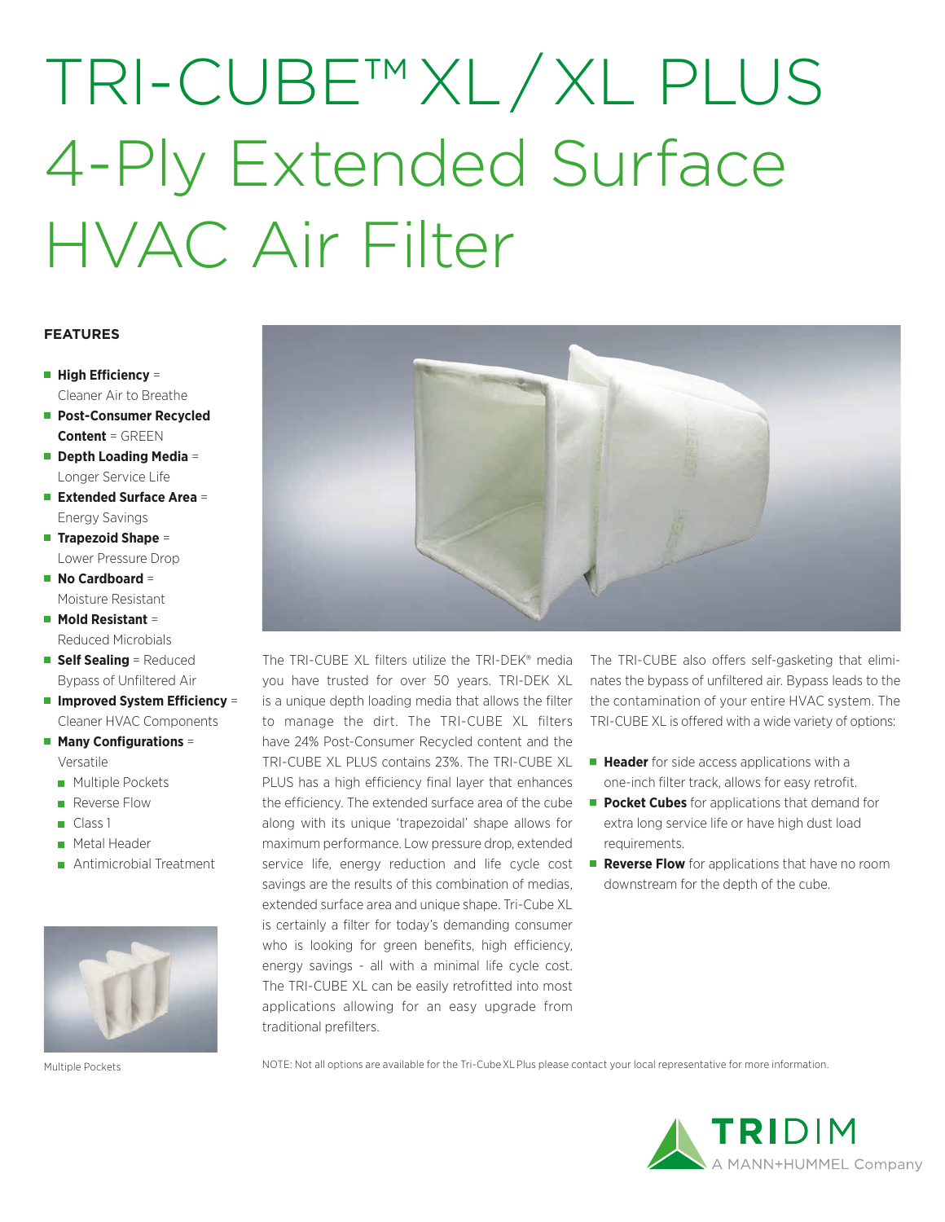# TRI-CUBE™ XL / XL PLUS 4-Ply Extended Surface HVAC Air Filter

**FEATURES**

- **High Efficiency** = Cleaner Air to Breathe
- **Post-Consumer Recycled Content** = GREEN
- **Depth Loading Media** = Longer Service Life
- **Extended Surface Area** = Energy Savings
- **Trapezoid Shape** = Lower Pressure Drop
- **No Cardboard** = Moisture Resistant
- **Mold Resistant** = Reduced Microbials
- **Self Sealing** = Reduced Bypass of Unfiltered Air
- **Improved System Efficiency** = Cleaner HVAC Components
- **Many Configurations** = Versatile
  - Multiple Pockets
  - Reverse Flow
  - Class 1
  - Metal Header
  - Antimicrobial Treatment

Multiple Pockets

The TRI-CUBE XL filters utilize the TRI-DEK® media you have trusted for over 50 years. TRI-DEK XL is a unique depth loading media that allows the filter to manage the dirt. The TRI-CUBE XL filters have 24% Post-Consumer Recycled content and the TRI-CUBE XL PLUS contains 23%. The TRI-CUBE XL PLUS has a high efficiency final layer that enhances the efficiency. The extended surface area of the cube along with its unique 'trapezoidal' shape allows for maximum performance. Low pressure drop, extended service life, energy reduction and life cycle cost savings are the results of this combination of medias, extended surface area and unique shape. Tri-Cube XL is certainly a filter for today's demanding consumer who is looking for green benefits, high efficiency, energy savings - all with a minimal life cycle cost. The TRI-CUBE XL can be easily retrofitted into most applications allowing for an easy upgrade from traditional prefilters.

The TRI-CUBE also offers self-gasketing that eliminates the bypass of unfiltered air. Bypass leads to the the contamination of your entire HVAC system. The TRI-CUBE XL is offered with a wide variety of options:

- **Header** for side access applications with a one-inch filter track, allows for easy retrofit.
- **Pocket Cubes** for applications that demand for extra long service life or have high dust load requirements.
- **Reverse Flow** for applications that have no room downstream for the depth of the cube.

NOTE: Not all options are available for the Tri-Cube XL Plus please contact your local representative for more information.

TRIDIM
A MANN+HUMMEL Company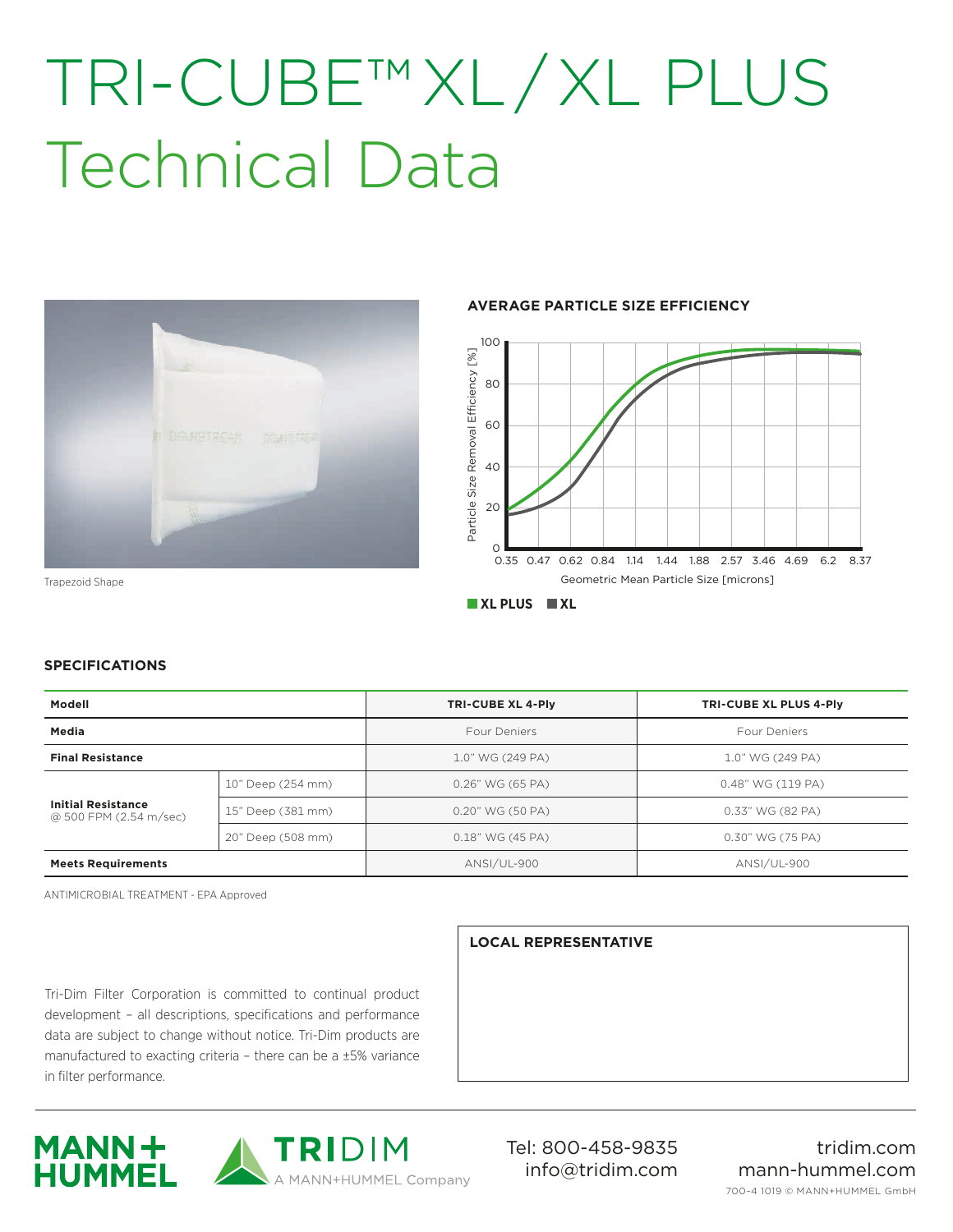# TRI-CUBE™ XL / XL PLUS Technical Data

Trapezoid Shape

**AVERAGE PARTICLE SIZE EFFICIENCY**

Particle Size Removal Efficiency [%]

100
80
60
40
20
0

0.35 0.47 0.62 0.84 1.14 1.44 1.88 2.57 3.46 4.69 6.2 8.37

Geometric Mean Particle Size [microns]

XL PLUS XL

**SPECIFICATIONS**

| Modell | | TRI-CUBE XL 4-Ply | TRI-CUBE XL PLUS 4-Ply |
|---|---|---|---|
| **Media** | | Four Deniers | Four Deniers |
| **Final Resistance** | | 1.0" WG (249 PA) | 1.0" WG (249 PA) |
| **Initial Resistance** @ 500 FPM (2.54 m/sec) | 10" Deep (254 mm) | 0.26" WG (65 PA) | 0.48" WG (119 PA) |
| | 15" Deep (381 mm) | 0.20" WG (50 PA) | 0.33" WG (82 PA) |
| | 20" Deep (508 mm) | 0.18" WG (45 PA) | 0.30" WG (75 PA) |
| **Meets Requirements** | | ANSI/UL-900 | ANSI/UL-900 |

ANTIMICROBIAL TREATMENT - EPA Approved

Tri-Dim Filter Corporation is committed to continual product development – all descriptions, specifications and performance data are subject to change without notice. Tri-Dim products are manufactured to exacting criteria – there can be a ±5% variance in filter performance.

**LOCAL REPRESENTATIVE**

MANN+HUMMEL

TRIDIM A MANN+HUMMEL Company

Tel: 800-458-9835
info@tridim.com

tridim.com
mann-hummel.com

700-4 1019 © MANN+HUMMEL GmbH